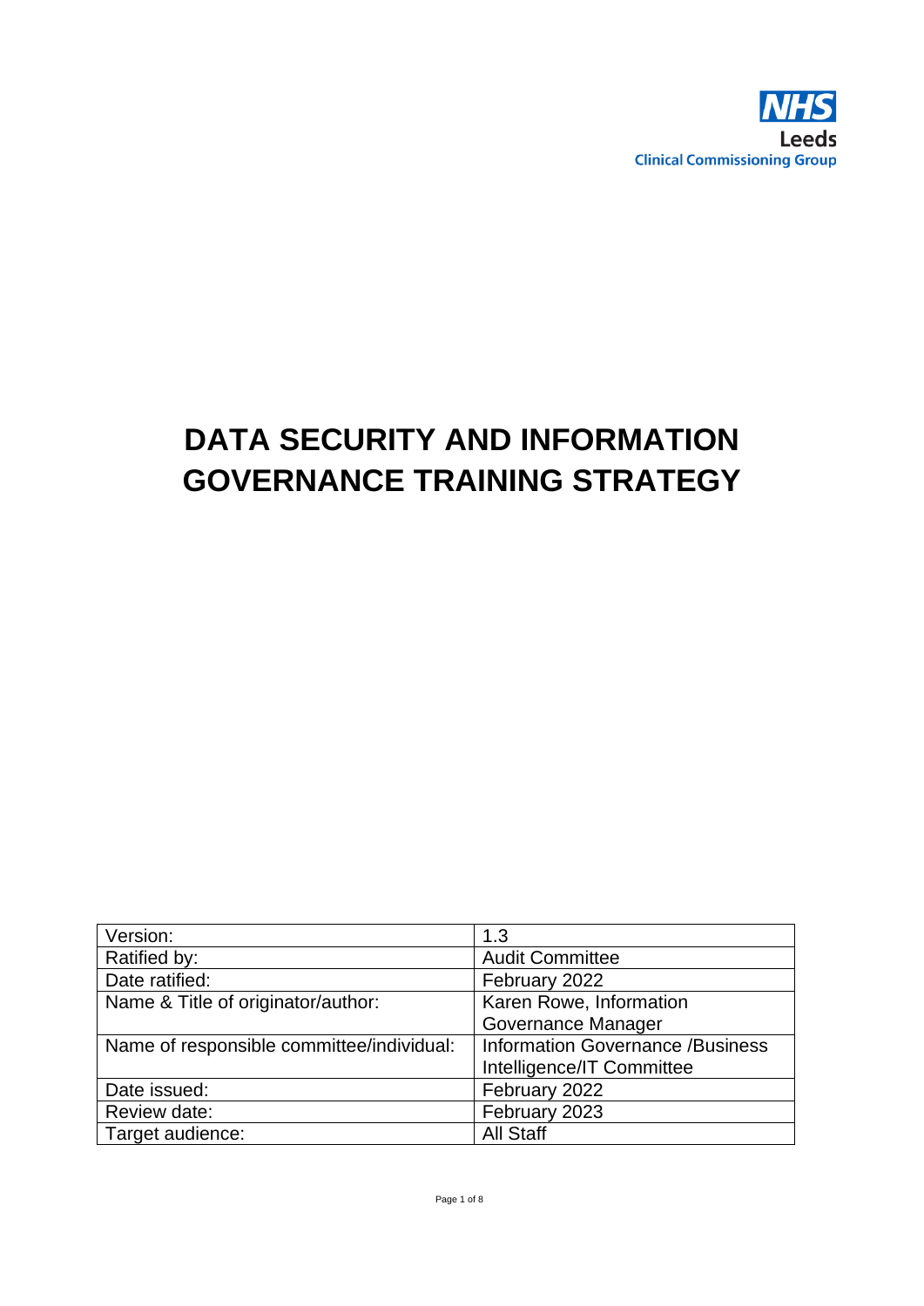NHS
Leeds
Clinical Commissioning Group

# DATA SECURITY AND INFORMATION GOVERNANCE TRAINING STRATEGY

| | |
|---|---|
| Version: | 1.3 |
| Ratified by: | Audit Committee |
| Date ratified: | February 2022 |
| Name & Title of originator/author: | Karen Rowe, Information Governance Manager |
| Name of responsible committee/individual: | Information Governance /Business Intelligence/IT Committee |
| Date issued: | February 2022 |
| Review date: | February 2023 |
| Target audience: | All Staff |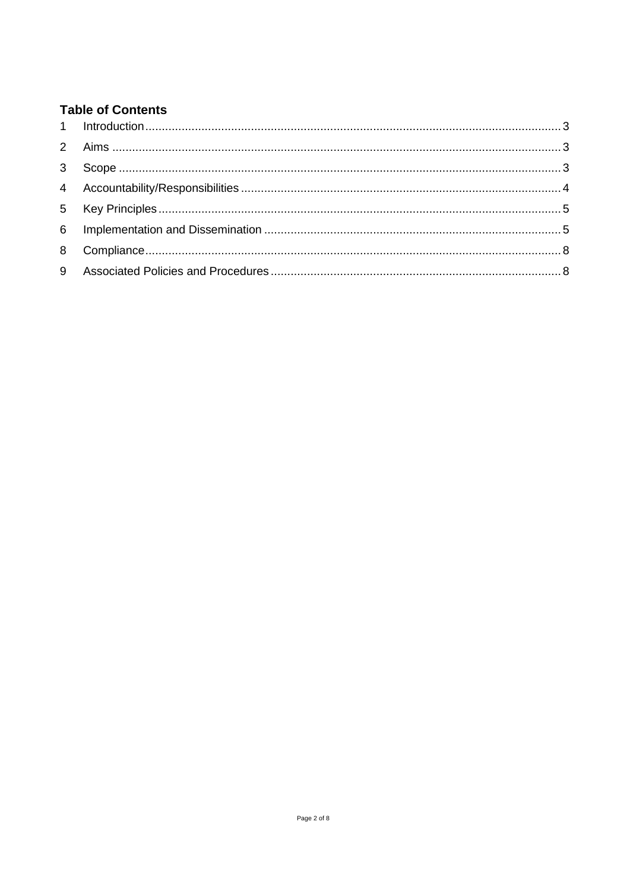## Table of Contents

1 Introduction ... 3
2 Aims ... 3
3 Scope ... 3
4 Accountability/Responsibilities ... 4
5 Key Principles ... 5
6 Implementation and Dissemination ... 5
8 Compliance ... 8
9 Associated Policies and Procedures ... 8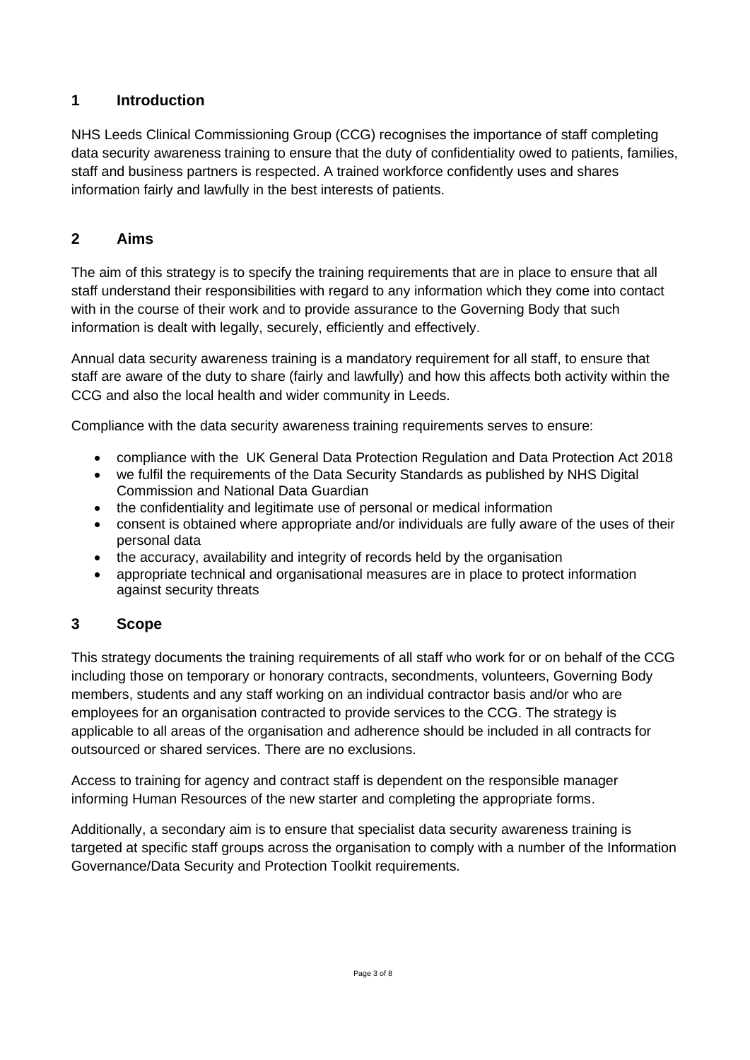## 1 Introduction

NHS Leeds Clinical Commissioning Group (CCG) recognises the importance of staff completing data security awareness training to ensure that the duty of confidentiality owed to patients, families, staff and business partners is respected. A trained workforce confidently uses and shares information fairly and lawfully in the best interests of patients.

## 2 Aims

The aim of this strategy is to specify the training requirements that are in place to ensure that all staff understand their responsibilities with regard to any information which they come into contact with in the course of their work and to provide assurance to the Governing Body that such information is dealt with legally, securely, efficiently and effectively.

Annual data security awareness training is a mandatory requirement for all staff, to ensure that staff are aware of the duty to share (fairly and lawfully) and how this affects both activity within the CCG and also the local health and wider community in Leeds.

Compliance with the data security awareness training requirements serves to ensure:

- compliance with the UK General Data Protection Regulation and Data Protection Act 2018
- we fulfil the requirements of the Data Security Standards as published by NHS Digital Commission and National Data Guardian
- the confidentiality and legitimate use of personal or medical information
- consent is obtained where appropriate and/or individuals are fully aware of the uses of their personal data
- the accuracy, availability and integrity of records held by the organisation
- appropriate technical and organisational measures are in place to protect information against security threats

## 3 Scope

This strategy documents the training requirements of all staff who work for or on behalf of the CCG including those on temporary or honorary contracts, secondments, volunteers, Governing Body members, students and any staff working on an individual contractor basis and/or who are employees for an organisation contracted to provide services to the CCG. The strategy is applicable to all areas of the organisation and adherence should be included in all contracts for outsourced or shared services. There are no exclusions.

Access to training for agency and contract staff is dependent on the responsible manager informing Human Resources of the new starter and completing the appropriate forms.

Additionally, a secondary aim is to ensure that specialist data security awareness training is targeted at specific staff groups across the organisation to comply with a number of the Information Governance/Data Security and Protection Toolkit requirements.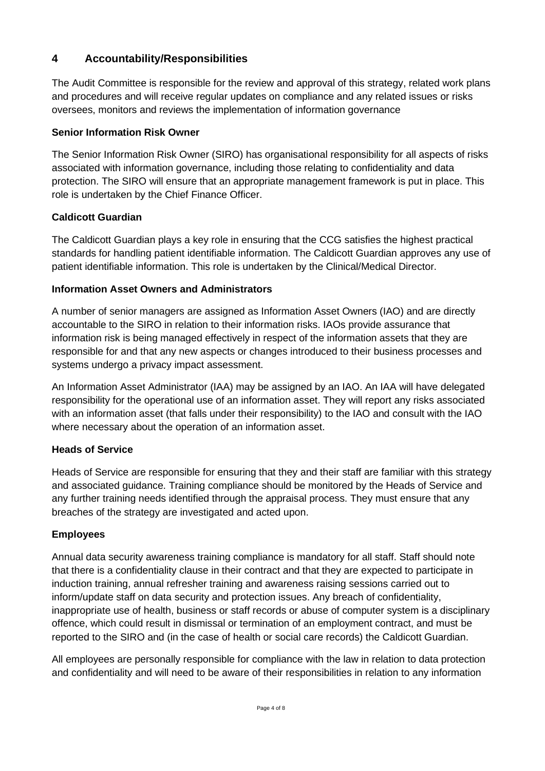## 4 Accountability/Responsibilities

The Audit Committee is responsible for the review and approval of this strategy, related work plans and procedures and will receive regular updates on compliance and any related issues or risks oversees, monitors and reviews the implementation of information governance

**Senior Information Risk Owner**

The Senior Information Risk Owner (SIRO) has organisational responsibility for all aspects of risks associated with information governance, including those relating to confidentiality and data protection. The SIRO will ensure that an appropriate management framework is put in place. This role is undertaken by the Chief Finance Officer.

**Caldicott Guardian**

The Caldicott Guardian plays a key role in ensuring that the CCG satisfies the highest practical standards for handling patient identifiable information. The Caldicott Guardian approves any use of patient identifiable information. This role is undertaken by the Clinical/Medical Director.

**Information Asset Owners and Administrators**

A number of senior managers are assigned as Information Asset Owners (IAO) and are directly accountable to the SIRO in relation to their information risks. IAOs provide assurance that information risk is being managed effectively in respect of the information assets that they are responsible for and that any new aspects or changes introduced to their business processes and systems undergo a privacy impact assessment.

An Information Asset Administrator (IAA) may be assigned by an IAO. An IAA will have delegated responsibility for the operational use of an information asset. They will report any risks associated with an information asset (that falls under their responsibility) to the IAO and consult with the IAO where necessary about the operation of an information asset.

**Heads of Service**

Heads of Service are responsible for ensuring that they and their staff are familiar with this strategy and associated guidance. Training compliance should be monitored by the Heads of Service and any further training needs identified through the appraisal process. They must ensure that any breaches of the strategy are investigated and acted upon.

**Employees**

Annual data security awareness training compliance is mandatory for all staff. Staff should note that there is a confidentiality clause in their contract and that they are expected to participate in induction training, annual refresher training and awareness raising sessions carried out to inform/update staff on data security and protection issues. Any breach of confidentiality, inappropriate use of health, business or staff records or abuse of computer system is a disciplinary offence, which could result in dismissal or termination of an employment contract, and must be reported to the SIRO and (in the case of health or social care records) the Caldicott Guardian.

All employees are personally responsible for compliance with the law in relation to data protection and confidentiality and will need to be aware of their responsibilities in relation to any information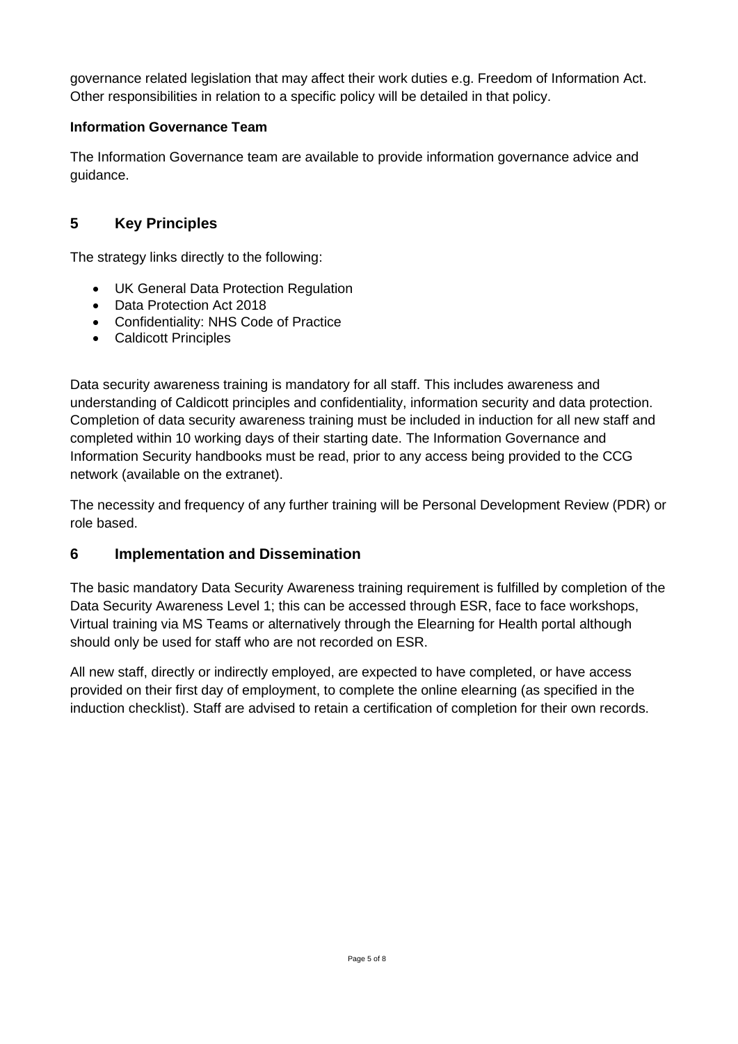governance related legislation that may affect their work duties e.g. Freedom of Information Act. Other responsibilities in relation to a specific policy will be detailed in that policy.

**Information Governance Team**

The Information Governance team are available to provide information governance advice and guidance.

## 5 Key Principles

The strategy links directly to the following:

- UK General Data Protection Regulation
- Data Protection Act 2018
- Confidentiality: NHS Code of Practice
- Caldicott Principles

Data security awareness training is mandatory for all staff. This includes awareness and understanding of Caldicott principles and confidentiality, information security and data protection. Completion of data security awareness training must be included in induction for all new staff and completed within 10 working days of their starting date. The Information Governance and Information Security handbooks must be read, prior to any access being provided to the CCG network (available on the extranet).

The necessity and frequency of any further training will be Personal Development Review (PDR) or role based.

## 6 Implementation and Dissemination

The basic mandatory Data Security Awareness training requirement is fulfilled by completion of the Data Security Awareness Level 1; this can be accessed through ESR, face to face workshops, Virtual training via MS Teams or alternatively through the Elearning for Health portal although should only be used for staff who are not recorded on ESR.

All new staff, directly or indirectly employed, are expected to have completed, or have access provided on their first day of employment, to complete the online elearning (as specified in the induction checklist). Staff are advised to retain a certification of completion for their own records.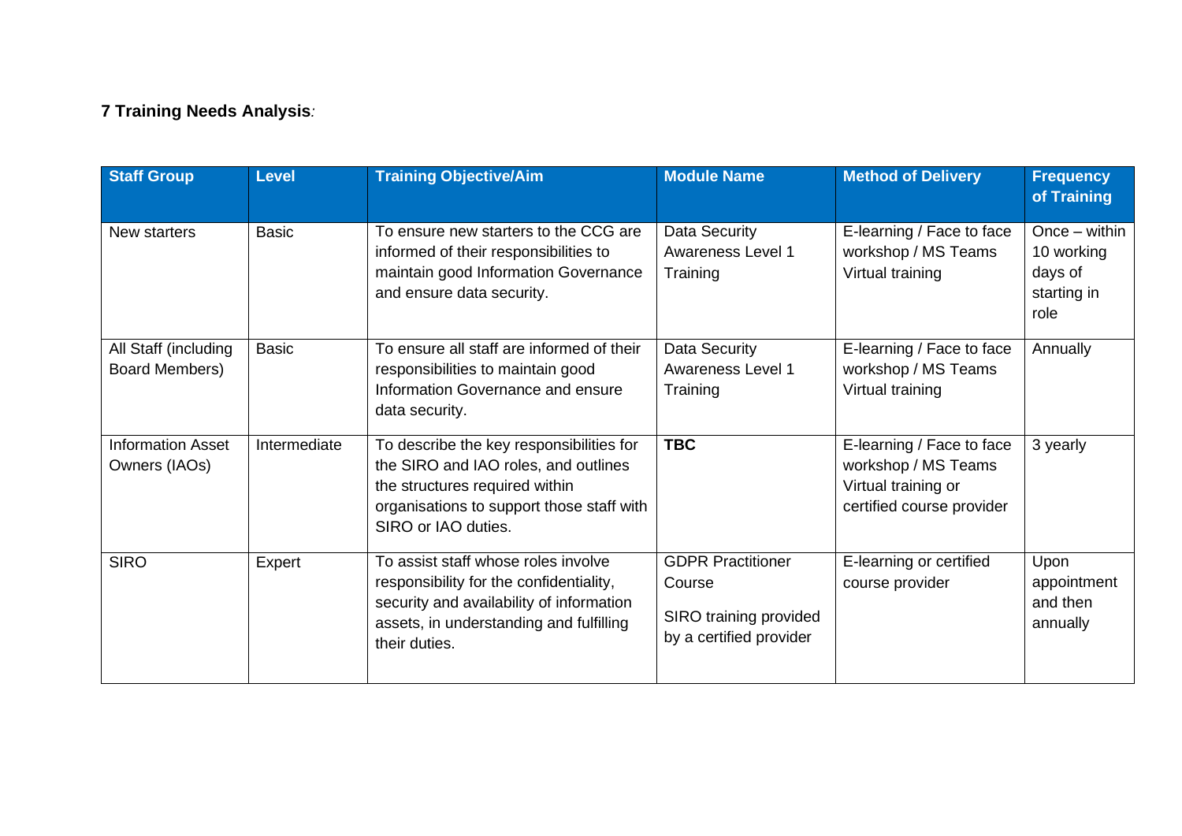**7 Training Needs Analysis***:*

| Staff Group | Level | Training Objective/Aim | Module Name | Method of Delivery | Frequency of Training |
|---|---|---|---|---|---|
| New starters | Basic | To ensure new starters to the CCG are informed of their responsibilities to maintain good Information Governance and ensure data security. | Data Security Awareness Level 1 Training | E-learning / Face to face workshop / MS Teams Virtual training | Once – within 10 working days of starting in role |
| All Staff (including Board Members) | Basic | To ensure all staff are informed of their responsibilities to maintain good Information Governance and ensure data security. | Data Security Awareness Level 1 Training | E-learning / Face to face workshop / MS Teams Virtual training | Annually |
| Information Asset Owners (IAOs) | Intermediate | To describe the key responsibilities for the SIRO and IAO roles, and outlines the structures required within organisations to support those staff with SIRO or IAO duties. | **TBC** | E-learning / Face to face workshop / MS Teams Virtual training or certified course provider | 3 yearly |
| SIRO | Expert | To assist staff whose roles involve responsibility for the confidentiality, security and availability of information assets, in understanding and fulfilling their duties. | GDPR Practitioner Course<br><br>SIRO training provided by a certified provider | E-learning or certified course provider | Upon appointment and then annually |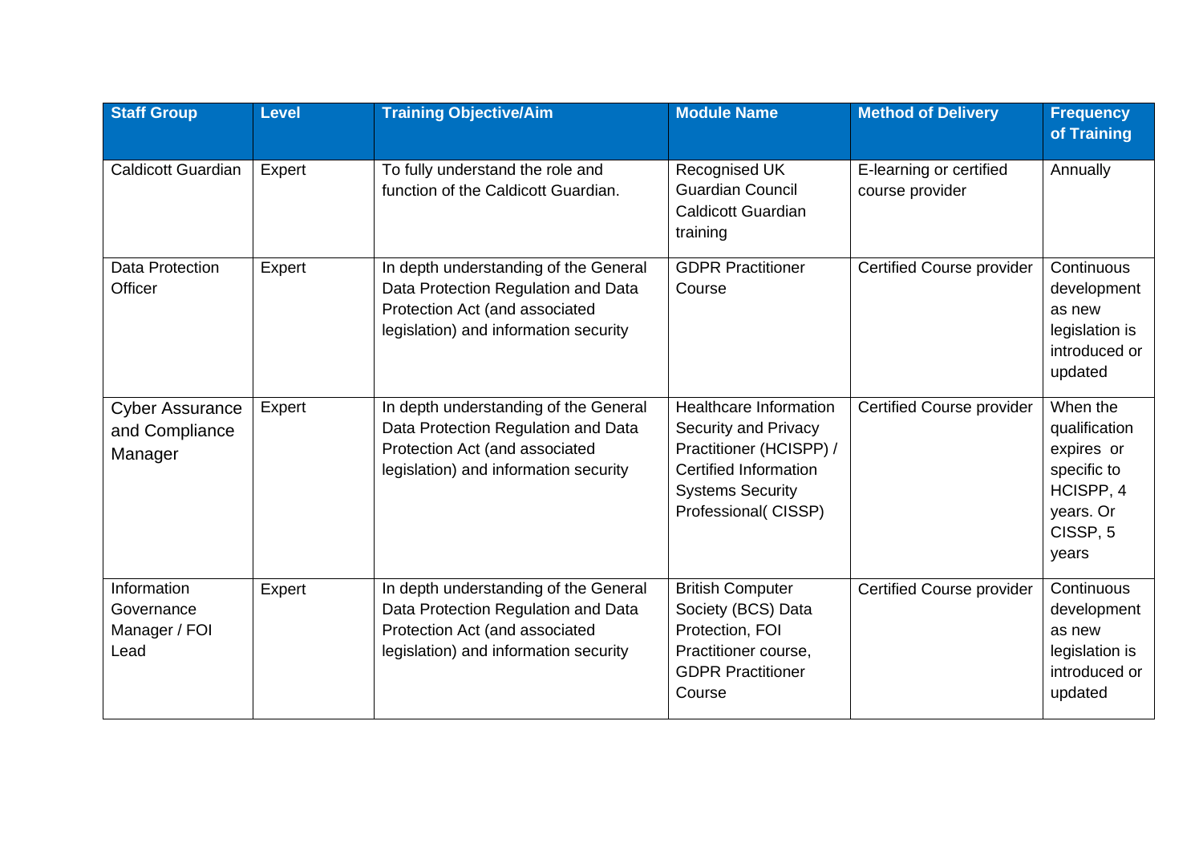| Staff Group | Level | Training Objective/Aim | Module Name | Method of Delivery | Frequency of Training |
|---|---|---|---|---|---|
| Caldicott Guardian | Expert | To fully understand the role and function of the Caldicott Guardian. | Recognised UK Guardian Council Caldicott Guardian training | E-learning or certified course provider | Annually |
| Data Protection Officer | Expert | In depth understanding of the General Data Protection Regulation and Data Protection Act (and associated legislation) and information security | GDPR Practitioner Course | Certified Course provider | Continuous development as new legislation is introduced or updated |
| Cyber Assurance and Compliance Manager | Expert | In depth understanding of the General Data Protection Regulation and Data Protection Act (and associated legislation) and information security | Healthcare Information Security and Privacy Practitioner (HCISPP) / Certified Information Systems Security Professional( CISSP) | Certified Course provider | When the qualification expires or specific to HCISPP, 4 years. Or CISSP, 5 years |
| Information Governance Manager / FOI Lead | Expert | In depth understanding of the General Data Protection Regulation and Data Protection Act (and associated legislation) and information security | British Computer Society (BCS) Data Protection, FOI Practitioner course, GDPR Practitioner Course | Certified Course provider | Continuous development as new legislation is introduced or updated |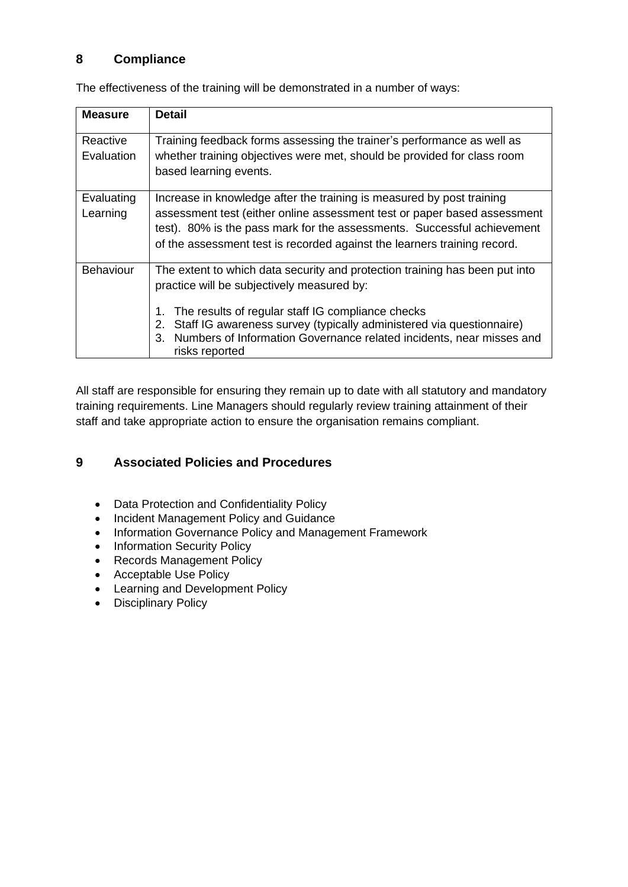## 8 Compliance

The effectiveness of the training will be demonstrated in a number of ways:

| Measure | Detail |
|---|---|
| Reactive Evaluation | Training feedback forms assessing the trainer's performance as well as whether training objectives were met, should be provided for class room based learning events. |
| Evaluating Learning | Increase in knowledge after the training is measured by post training assessment test (either online assessment test or paper based assessment test). 80% is the pass mark for the assessments. Successful achievement of the assessment test is recorded against the learners training record. |
| Behaviour | The extent to which data security and protection training has been put into practice will be subjectively measured by:<br><br>1. The results of regular staff IG compliance checks<br>2. Staff IG awareness survey (typically administered via questionnaire)<br>3. Numbers of Information Governance related incidents, near misses and risks reported |

All staff are responsible for ensuring they remain up to date with all statutory and mandatory training requirements. Line Managers should regularly review training attainment of their staff and take appropriate action to ensure the organisation remains compliant.

## 9 Associated Policies and Procedures

- Data Protection and Confidentiality Policy
- Incident Management Policy and Guidance
- Information Governance Policy and Management Framework
- Information Security Policy
- Records Management Policy
- Acceptable Use Policy
- Learning and Development Policy
- Disciplinary Policy